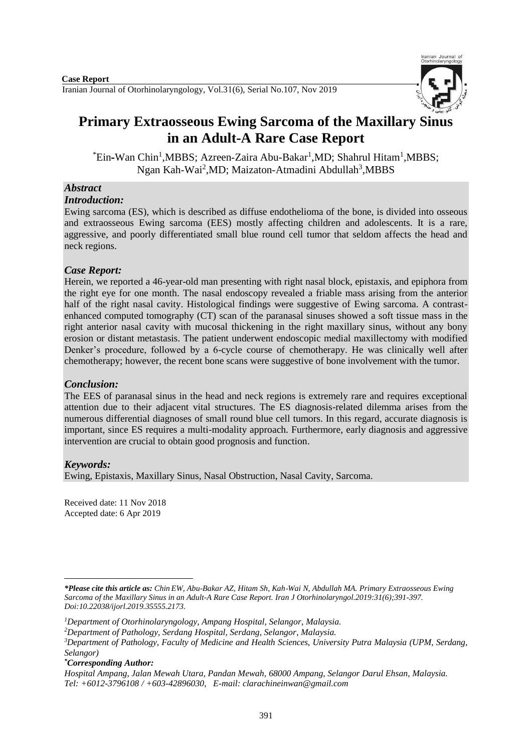**Case Report**

# Primary Extraosseous Ewing Sarcoma of the Maxillary Sinus in an Adult-A Rare Case Report

[*]Ein-Wan Chin[1],MBBS; Azreen-Zaira Abu-Bakar[1],MD; Shahrul Hitam[1],MBBS; Ngan Kah-Wai[2],MD; Maizaton-Atmadini Abdullah[3],MBBS

## *Abstract*

### *Introduction:*

Ewing sarcoma (ES), which is described as diffuse endothelioma of the bone, is divided into osseous and extraosseous Ewing sarcoma (EES) mostly affecting children and adolescents. It is a rare, aggressive, and poorly differentiated small blue round cell tumor that seldom affects the head and neck regions.

### *Case Report:*

Herein, we reported a 46-year-old man presenting with right nasal block, epistaxis, and epiphora from the right eye for one month. The nasal endoscopy revealed a friable mass arising from the anterior half of the right nasal cavity. Histological findings were suggestive of Ewing sarcoma. A contrast-enhanced computed tomography (CT) scan of the paranasal sinuses showed a soft tissue mass in the right anterior nasal cavity with mucosal thickening in the right maxillary sinus, without any bony erosion or distant metastasis. The patient underwent endoscopic medial maxillectomy with modified Denker's procedure, followed by a 6-cycle course of chemotherapy. He was clinically well after chemotherapy; however, the recent bone scans were suggestive of bone involvement with the tumor.

### *Conclusion:*

The EES of paranasal sinus in the head and neck regions is extremely rare and requires exceptional attention due to their adjacent vital structures. The ES diagnosis-related dilemma arises from the numerous differential diagnoses of small round blue cell tumors. In this regard, accurate diagnosis is important, since ES requires a multi-modality approach. Furthermore, early diagnosis and aggressive intervention are crucial to obtain good prognosis and function.

### *Keywords:*

Ewing, Epistaxis, Maxillary Sinus, Nasal Obstruction, Nasal Cavity, Sarcoma.

Received date: 11 Nov 2018
Accepted date: 6 Apr 2019

***Please cite this article as:** *Chin EW, Abu-Bakar AZ, Hitam Sh, Kah-Wai N, Abdullah MA. Primary Extraosseous Ewing Sarcoma of the Maxillary Sinus in an Adult-A Rare Case Report. Iran J Otorhinolaryngol.2019:31(6);391-397. Doi:10.22038/ijorl.2019.35555.2173.*

[1]*Department of Otorhinolaryngology, Ampang Hospital, Selangor, Malaysia.*

[2]*Department of Pathology, Serdang Hospital, Serdang, Selangor, Malaysia.*

[3]*Department of Pathology, Faculty of Medicine and Health Sciences, University Putra Malaysia (UPM, Serdang, Selangor)*

[*]***Corresponding Author:***

*Hospital Ampang, Jalan Mewah Utara, Pandan Mewah, 68000 Ampang, Selangor Darul Ehsan, Malaysia. Tel: +6012-3796108 / +603-42896030, E-mail: clarachineinwan@gmail.com*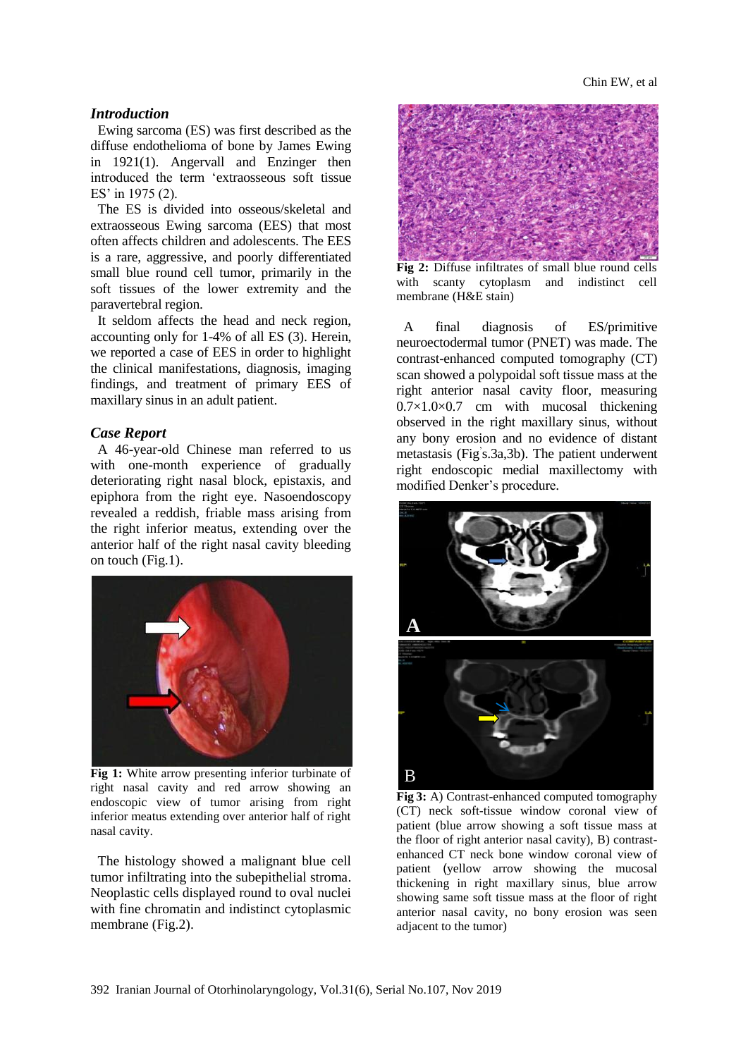## *Introduction*

Ewing sarcoma (ES) was first described as the diffuse endothelioma of bone by James Ewing in 1921(1). Angervall and Enzinger then introduced the term 'extraosseous soft tissue ES' in 1975 (2).

The ES is divided into osseous/skeletal and extraosseous Ewing sarcoma (EES) that most often affects children and adolescents. The EES is a rare, aggressive, and poorly differentiated small blue round cell tumor, primarily in the soft tissues of the lower extremity and the paravertebral region.

It seldom affects the head and neck region, accounting only for 1-4% of all ES (3). Herein, we reported a case of EES in order to highlight the clinical manifestations, diagnosis, imaging findings, and treatment of primary EES of maxillary sinus in an adult patient.

## *Case Report*

A 46-year-old Chinese man referred to us with one-month experience of gradually deteriorating right nasal block, epistaxis, and epiphora from the right eye. Nasoendoscopy revealed a reddish, friable mass arising from the right inferior meatus, extending over the anterior half of the right nasal cavity bleeding on touch (Fig.1).

**Fig 1:** White arrow presenting inferior turbinate of right nasal cavity and red arrow showing an endoscopic view of tumor arising from right inferior meatus extending over anterior half of right nasal cavity.

The histology showed a malignant blue cell tumor infiltrating into the subepithelial stroma. Neoplastic cells displayed round to oval nuclei with fine chromatin and indistinct cytoplasmic membrane (Fig.2).

**Fig 2:** Diffuse infiltrates of small blue round cells with scanty cytoplasm and indistinct cell membrane (H&E stain)

A final diagnosis of ES/primitive neuroectodermal tumor (PNET) was made. The contrast-enhanced computed tomography (CT) scan showed a polypoidal soft tissue mass at the right anterior nasal cavity floor, measuring 0.7×1.0×0.7 cm with mucosal thickening observed in the right maxillary sinus, without any bony erosion and no evidence of distant metastasis (Fig's.3a,3b). The patient underwent right endoscopic medial maxillectomy with modified Denker's procedure.

**Fig 3:** A) Contrast-enhanced computed tomography (CT) neck soft-tissue window coronal view of patient (blue arrow showing a soft tissue mass at the floor of right anterior nasal cavity), B) contrast-enhanced CT neck bone window coronal view of patient (yellow arrow showing the mucosal thickening in right maxillary sinus, blue arrow showing same soft tissue mass at the floor of right anterior nasal cavity, no bony erosion was seen adjacent to the tumor)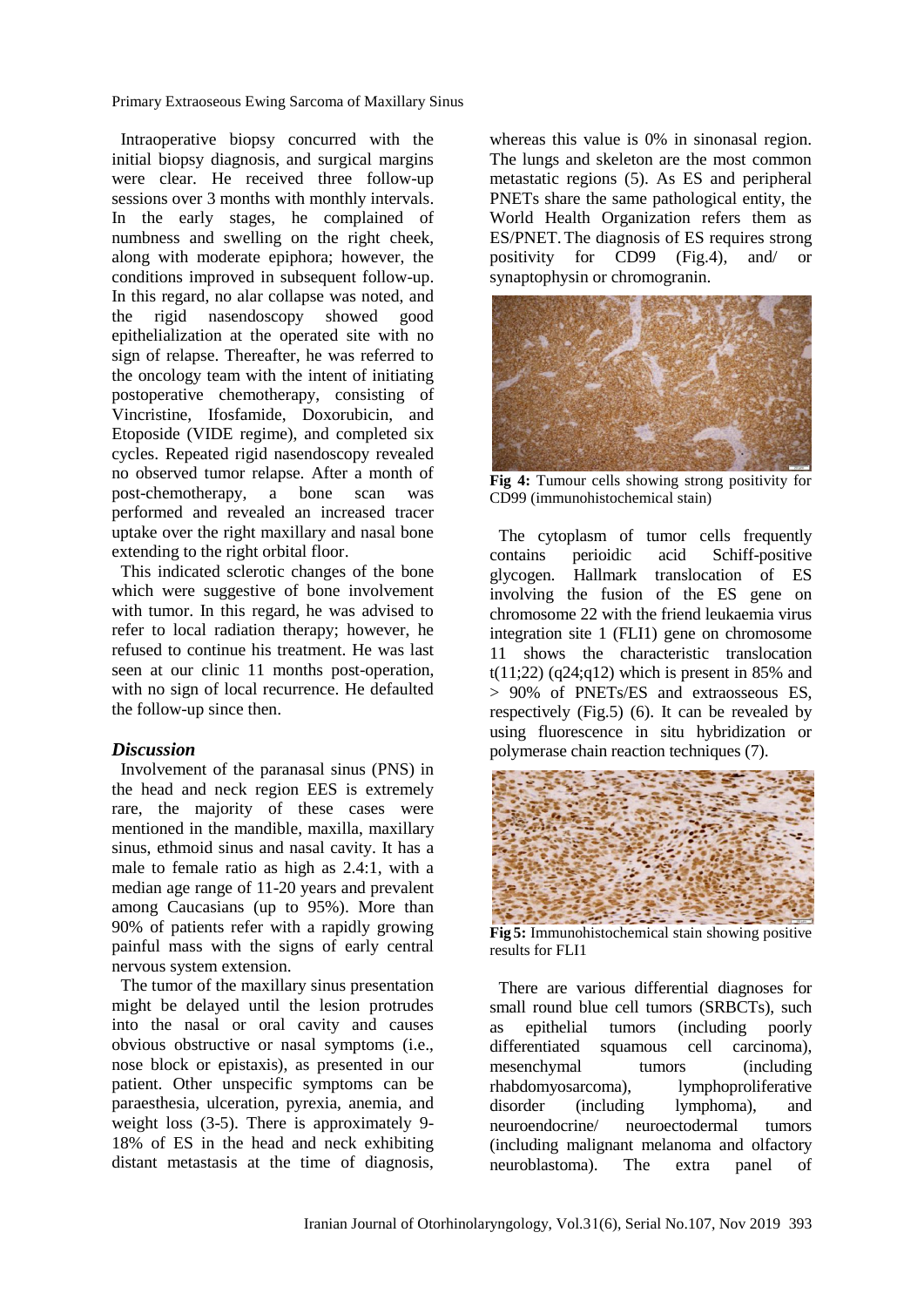Intraoperative biopsy concurred with the initial biopsy diagnosis, and surgical margins were clear. He received three follow-up sessions over 3 months with monthly intervals. In the early stages, he complained of numbness and swelling on the right cheek, along with moderate epiphora; however, the conditions improved in subsequent follow-up. In this regard, no alar collapse was noted, and the rigid nasendoscopy showed good epithelialization at the operated site with no sign of relapse. Thereafter, he was referred to the oncology team with the intent of initiating postoperative chemotherapy, consisting of Vincristine, Ifosfamide, Doxorubicin, and Etoposide (VIDE regime), and completed six cycles. Repeated rigid nasendoscopy revealed no observed tumor relapse. After a month of post-chemotherapy, a bone scan was performed and revealed an increased tracer uptake over the right maxillary and nasal bone extending to the right orbital floor.

This indicated sclerotic changes of the bone which were suggestive of bone involvement with tumor. In this regard, he was advised to refer to local radiation therapy; however, he refused to continue his treatment. He was last seen at our clinic 11 months post-operation, with no sign of local recurrence. He defaulted the follow-up since then.

## *Discussion*

Involvement of the paranasal sinus (PNS) in the head and neck region EES is extremely rare, the majority of these cases were mentioned in the mandible, maxilla, maxillary sinus, ethmoid sinus and nasal cavity. It has a male to female ratio as high as 2.4:1, with a median age range of 11-20 years and prevalent among Caucasians (up to 95%). More than 90% of patients refer with a rapidly growing painful mass with the signs of early central nervous system extension.

The tumor of the maxillary sinus presentation might be delayed until the lesion protrudes into the nasal or oral cavity and causes obvious obstructive or nasal symptoms (i.e., nose block or epistaxis), as presented in our patient. Other unspecific symptoms can be paraesthesia, ulceration, pyrexia, anemia, and weight loss (3-5). There is approximately 9-18% of ES in the head and neck exhibiting distant metastasis at the time of diagnosis, whereas this value is 0% in sinonasal region. The lungs and skeleton are the most common metastatic regions (5). As ES and peripheral PNETs share the same pathological entity, the World Health Organization refers them as ES/PNET. The diagnosis of ES requires strong positivity for CD99 (Fig.4), and/ or synaptophysin or chromogranin.

**Fig 4:** Tumour cells showing strong positivity for CD99 (immunohistochemical stain)

The cytoplasm of tumor cells frequently contains perioidic acid Schiff-positive glycogen. Hallmark translocation of ES involving the fusion of the ES gene on chromosome 22 with the friend leukaemia virus integration site 1 (FLI1) gene on chromosome 11 shows the characteristic translocation t(11;22) (q24;q12) which is present in 85% and > 90% of PNETs/ES and extraosseous ES, respectively (Fig.5) (6). It can be revealed by using fluorescence in situ hybridization or polymerase chain reaction techniques (7).

**Fig 5:** Immunohistochemical stain showing positive results for FLI1

There are various differential diagnoses for small round blue cell tumors (SRBCTs), such as epithelial tumors (including poorly differentiated squamous cell carcinoma), mesenchymal tumors (including rhabdomyosarcoma), lymphoproliferative disorder (including lymphoma), and neuroendocrine/ neuroectodermal tumors (including malignant melanoma and olfactory neuroblastoma). The extra panel of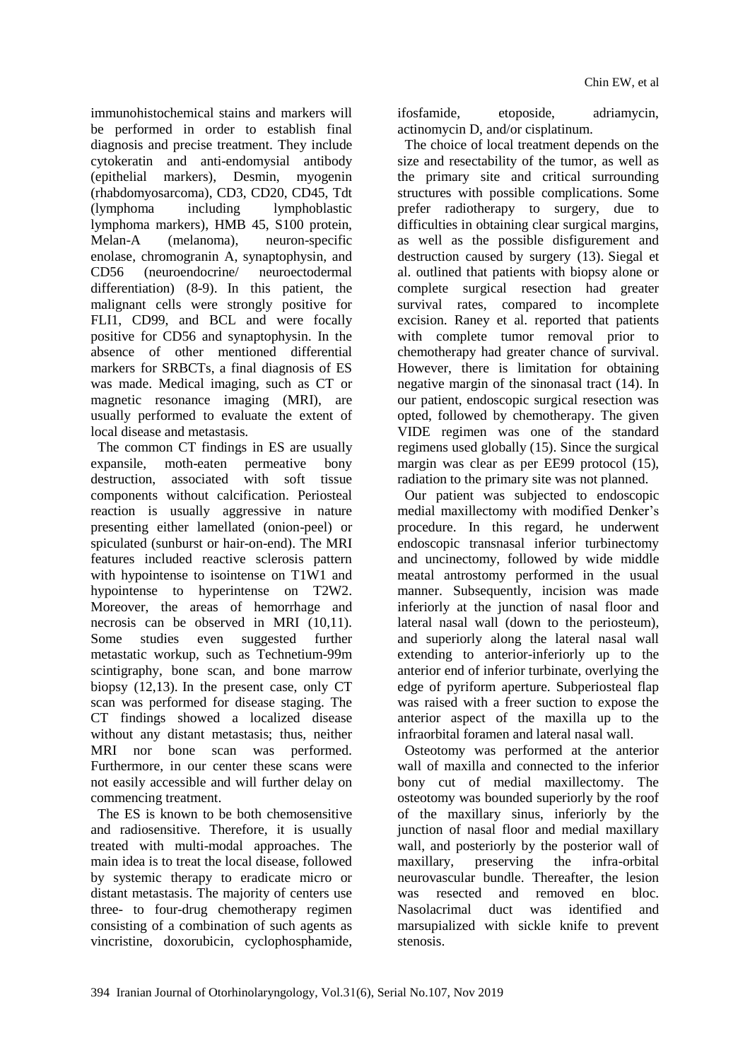immunohistochemical stains and markers will be performed in order to establish final diagnosis and precise treatment. They include cytokeratin and anti-endomysial antibody (epithelial markers), Desmin, myogenin (rhabdomyosarcoma), CD3, CD20, CD45, Tdt (lymphoma including lymphoblastic lymphoma markers), HMB 45, S100 protein, Melan-A (melanoma), neuron-specific enolase, chromogranin A, synaptophysin, and CD56 (neuroendocrine/ neuroectodermal differentiation) (8-9). In this patient, the malignant cells were strongly positive for FLI1, CD99, and BCL and were focally positive for CD56 and synaptophysin. In the absence of other mentioned differential markers for SRBCTs, a final diagnosis of ES was made. Medical imaging, such as CT or magnetic resonance imaging (MRI), are usually performed to evaluate the extent of local disease and metastasis.

The common CT findings in ES are usually expansile, moth-eaten permeative bony destruction, associated with soft tissue components without calcification. Periosteal reaction is usually aggressive in nature presenting either lamellated (onion-peel) or spiculated (sunburst or hair-on-end). The MRI features included reactive sclerosis pattern with hypointense to isointense on T1W1 and hypointense to hyperintense on T2W2. Moreover, the areas of hemorrhage and necrosis can be observed in MRI (10,11). Some studies even suggested further metastatic workup, such as Technetium-99m scintigraphy, bone scan, and bone marrow biopsy (12,13). In the present case, only CT scan was performed for disease staging. The CT findings showed a localized disease without any distant metastasis; thus, neither MRI nor bone scan was performed. Furthermore, in our center these scans were not easily accessible and will further delay on commencing treatment.

The ES is known to be both chemosensitive and radiosensitive. Therefore, it is usually treated with multi-modal approaches. The main idea is to treat the local disease, followed by systemic therapy to eradicate micro or distant metastasis. The majority of centers use three- to four-drug chemotherapy regimen consisting of a combination of such agents as vincristine, doxorubicin, cyclophosphamide, ifosfamide, etoposide, adriamycin, actinomycin D, and/or cisplatinum.

The choice of local treatment depends on the size and resectability of the tumor, as well as the primary site and critical surrounding structures with possible complications. Some prefer radiotherapy to surgery, due to difficulties in obtaining clear surgical margins, as well as the possible disfigurement and destruction caused by surgery (13). Siegal et al. outlined that patients with biopsy alone or complete surgical resection had greater survival rates, compared to incomplete excision. Raney et al. reported that patients with complete tumor removal prior to chemotherapy had greater chance of survival. However, there is limitation for obtaining negative margin of the sinonasal tract (14). In our patient, endoscopic surgical resection was opted, followed by chemotherapy. The given VIDE regimen was one of the standard regimens used globally (15). Since the surgical margin was clear as per EE99 protocol (15), radiation to the primary site was not planned.

Our patient was subjected to endoscopic medial maxillectomy with modified Denker's procedure. In this regard, he underwent endoscopic transnasal inferior turbinectomy and uncinectomy, followed by wide middle meatal antrostomy performed in the usual manner. Subsequently, incision was made inferiorly at the junction of nasal floor and lateral nasal wall (down to the periosteum), and superiorly along the lateral nasal wall extending to anterior-inferiorly up to the anterior end of inferior turbinate, overlying the edge of pyriform aperture. Subperiosteal flap was raised with a freer suction to expose the anterior aspect of the maxilla up to the infraorbital foramen and lateral nasal wall.

Osteotomy was performed at the anterior wall of maxilla and connected to the inferior bony cut of medial maxillectomy. The osteotomy was bounded superiorly by the roof of the maxillary sinus, inferiorly by the junction of nasal floor and medial maxillary wall, and posteriorly by the posterior wall of maxillary, preserving the infra-orbital neurovascular bundle. Thereafter, the lesion was resected and removed en bloc. Nasolacrimal duct was identified and marsupialized with sickle knife to prevent stenosis.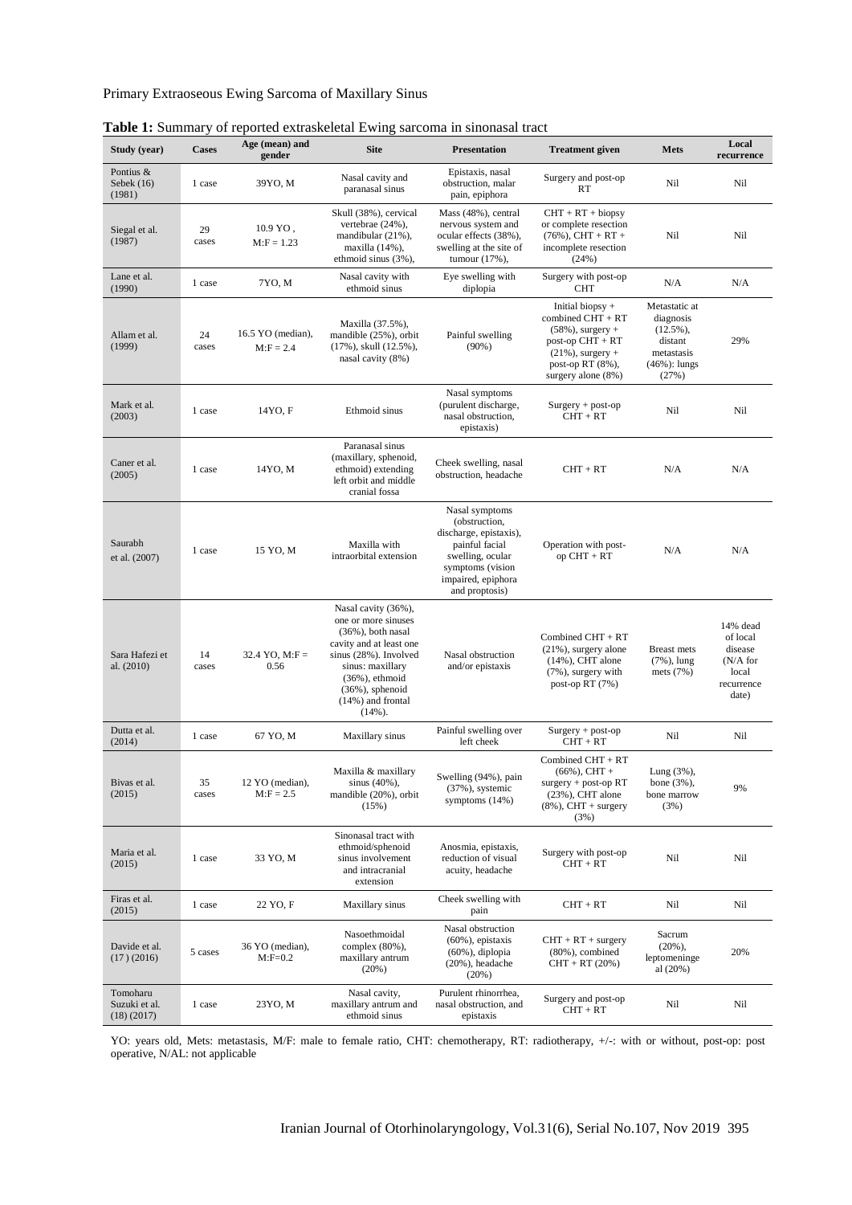**Table 1:** Summary of reported extraskeletal Ewing sarcoma in sinonasal tract

| Study (year) | Cases | Age (mean) and gender | Site | Presentation | Treatment given | Mets | Local recurrence |
|---|---|---|---|---|---|---|---|
| Pontius & Sebek (16) (1981) | 1 case | 39YO, M | Nasal cavity and paranasal sinus | Epistaxis, nasal obstruction, malar pain, epiphora | Surgery and post-op RT | Nil | Nil |
| Siegal et al. (1987) | 29 cases | 10.9 YO , M:F = 1.23 | Skull (38%), cervical vertebrae (24%), mandibular (21%), maxilla (14%), ethmoid sinus (3%), | Mass (48%), central nervous system and ocular effects (38%), swelling at the site of tumour (17%), | CHT + RT + biopsy or complete resection (76%), CHT + RT + incomplete resection (24%) | Nil | Nil |
| Lane et al. (1990) | 1 case | 7YO, M | Nasal cavity with ethmoid sinus | Eye swelling with diplopia | Surgery with post-op CHT | N/A | N/A |
| Allam et al. (1999) | 24 cases | 16.5 YO (median), M:F = 2.4 | Maxilla (37.5%), mandible (25%), orbit (17%), skull (12.5%), nasal cavity (8%) | Painful swelling (90%) | Initial biopsy + combined CHT + RT (58%), surgery + post-op CHT + RT (21%), surgery + post-op RT (8%), surgery alone (8%) | Metastatic at diagnosis (12.5%), distant metastasis (46%): lungs (27%) | 29% |
| Mark et al. (2003) | 1 case | 14YO, F | Ethmoid sinus | Nasal symptoms (purulent discharge, nasal obstruction, epistaxis) | Surgery + post-op CHT + RT | Nil | Nil |
| Caner et al. (2005) | 1 case | 14YO, M | Paranasal sinus (maxillary, sphenoid, ethmoid) extending left orbit and middle cranial fossa | Cheek swelling, nasal obstruction, headache | CHT + RT | N/A | N/A |
| Saurabh et al. (2007) | 1 case | 15 YO, M | Maxilla with intraorbital extension | Nasal symptoms (obstruction, discharge, epistaxis), painful facial swelling, ocular symptoms (vision impaired, epiphora and proptosis) | Operation with post-op CHT + RT | N/A | N/A |
| Sara Hafezi et al. (2010) | 14 cases | 32.4 YO, M:F = 0.56 | Nasal cavity (36%), one or more sinuses (36%), both nasal cavity and at least one sinus (28%). Involved sinus: maxillary (36%), ethmoid (36%), sphenoid (14%) and frontal (14%). | Nasal obstruction and/or epistaxis | Combined CHT + RT (21%), surgery alone (14%), CHT alone (7%), surgery with post-op RT (7%) | Breast mets (7%), lung mets (7%) | 14% dead of local disease (N/A for local recurrence date) |
| Dutta et al. (2014) | 1 case | 67 YO, M | Maxillary sinus | Painful swelling over left cheek | Surgery + post-op CHT + RT | Nil | Nil |
| Bivas et al. (2015) | 35 cases | 12 YO (median), M:F = 2.5 | Maxilla & maxillary sinus (40%), mandible (20%), orbit (15%) | Swelling (94%), pain (37%), systemic symptoms (14%) | Combined CHT + RT (66%), CHT + surgery + post-op RT (23%), CHT alone (8%), CHT + surgery (3%) | Lung (3%), bone (3%), bone marrow (3%) | 9% |
| Maria et al. (2015) | 1 case | 33 YO, M | Sinonasal tract with ethmoid/sphenoid sinus involvement and intracranial extension | Anosmia, epistaxis, reduction of visual acuity, headache | Surgery with post-op CHT + RT | Nil | Nil |
| Firas et al. (2015) | 1 case | 22 YO, F | Maxillary sinus | Cheek swelling with pain | CHT + RT | Nil | Nil |
| Davide et al. (17) (2016) | 5 cases | 36 YO (median), M:F=0.2 | Nasoethmoidal complex (80%), maxillary antrum (20%) | Nasal obstruction (60%), epistaxis (60%), diplopia (20%), headache (20%) | CHT + RT + surgery (80%), combined CHT + RT (20%) | Sacrum (20%), leptomeningeal (20%) | 20% |
| Tomoharu Suzuki et al. (18) (2017) | 1 case | 23YO, M | Nasal cavity, maxillary antrum and ethmoid sinus | Purulent rhinorrhea, nasal obstruction, and epistaxis | Surgery and post-op CHT + RT | Nil | Nil |

YO: years old, Mets: metastasis, M/F: male to female ratio, CHT: chemotherapy, RT: radiotherapy, +/-: with or without, post-op: post operative, N/AL: not applicable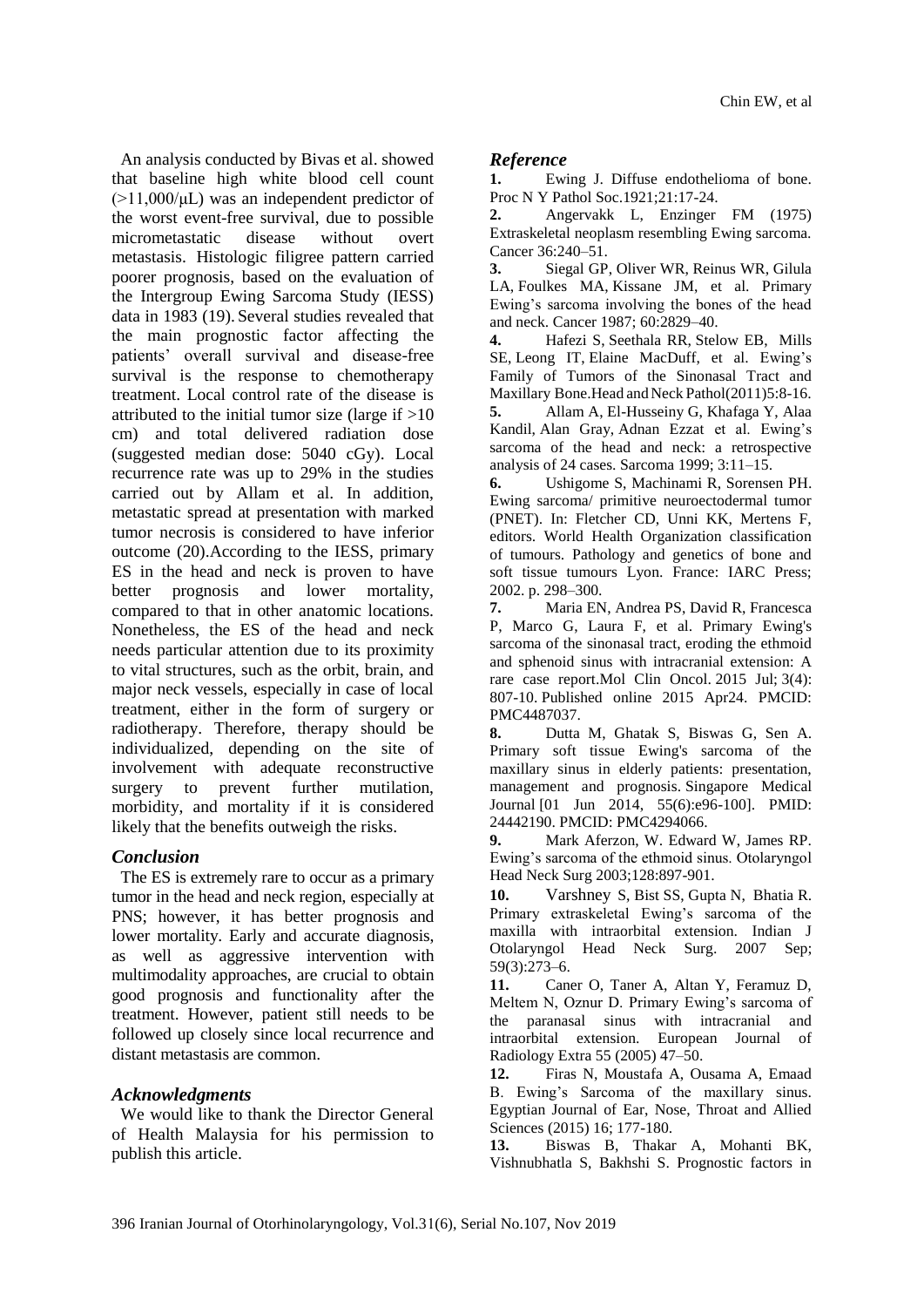An analysis conducted by Bivas et al. showed that baseline high white blood cell count (>11,000/μL) was an independent predictor of the worst event-free survival, due to possible micrometastatic disease without overt metastasis. Histologic filigree pattern carried poorer prognosis, based on the evaluation of the Intergroup Ewing Sarcoma Study (IESS) data in 1983 (19). Several studies revealed that the main prognostic factor affecting the patients' overall survival and disease-free survival is the response to chemotherapy treatment. Local control rate of the disease is attributed to the initial tumor size (large if >10 cm) and total delivered radiation dose (suggested median dose: 5040 cGy). Local recurrence rate was up to 29% in the studies carried out by Allam et al. In addition, metastatic spread at presentation with marked tumor necrosis is considered to have inferior outcome (20).According to the IESS, primary ES in the head and neck is proven to have better prognosis and lower mortality, compared to that in other anatomic locations. Nonetheless, the ES of the head and neck needs particular attention due to its proximity to vital structures, such as the orbit, brain, and major neck vessels, especially in case of local treatment, either in the form of surgery or radiotherapy. Therefore, therapy should be individualized, depending on the site of involvement with adequate reconstructive surgery to prevent further mutilation, morbidity, and mortality if it is considered likely that the benefits outweigh the risks.

## *Conclusion*

The ES is extremely rare to occur as a primary tumor in the head and neck region, especially at PNS; however, it has better prognosis and lower mortality. Early and accurate diagnosis, as well as aggressive intervention with multimodality approaches, are crucial to obtain good prognosis and functionality after the treatment. However, patient still needs to be followed up closely since local recurrence and distant metastasis are common.

## *Acknowledgments*

We would like to thank the Director General of Health Malaysia for his permission to publish this article.

## *Reference*

**1.** Ewing J. Diffuse endothelioma of bone. Proc N Y Pathol Soc.1921;21:17-24.

**2.** Angervakk L, Enzinger FM (1975) Extraskeletal neoplasm resembling Ewing sarcoma. Cancer 36:240–51.

**3.** Siegal GP, Oliver WR, Reinus WR, Gilula LA, Foulkes MA, Kissane JM, et al. Primary Ewing's sarcoma involving the bones of the head and neck. Cancer 1987; 60:2829–40.

**4.** Hafezi S, Seethala RR, Stelow EB, Mills SE, Leong IT, Elaine MacDuff, et al. Ewing's Family of Tumors of the Sinonasal Tract and Maxillary Bone.Head and Neck Pathol(2011)5:8-16.

**5.** Allam A, El-Husseiny G, Khafaga Y, Alaa Kandil, Alan Gray, Adnan Ezzat et al. Ewing's sarcoma of the head and neck: a retrospective analysis of 24 cases. Sarcoma 1999; 3:11–15.

**6.** Ushigome S, Machinami R, Sorensen PH. Ewing sarcoma/ primitive neuroectodermal tumor (PNET). In: Fletcher CD, Unni KK, Mertens F, editors. World Health Organization classification of tumours. Pathology and genetics of bone and soft tissue tumours Lyon. France: IARC Press; 2002. p. 298–300.

**7.** Maria EN, Andrea PS, David R, Francesca P, Marco G, Laura F, et al. Primary Ewing's sarcoma of the sinonasal tract, eroding the ethmoid and sphenoid sinus with intracranial extension: A rare case report.Mol Clin Oncol. 2015 Jul; 3(4): 807-10. Published online 2015 Apr24. PMCID: PMC4487037.

**8.** Dutta M, Ghatak S, Biswas G, Sen A. Primary soft tissue Ewing's sarcoma of the maxillary sinus in elderly patients: presentation, management and prognosis. Singapore Medical Journal [01 Jun 2014, 55(6):e96-100]. PMID: 24442190. PMCID: PMC4294066.

**9.** Mark Aferzon, W. Edward W, James RP. Ewing's sarcoma of the ethmoid sinus. Otolaryngol Head Neck Surg 2003;128:897-901.

**10.** Varshney S, Bist SS, Gupta N, Bhatia R. Primary extraskeletal Ewing's sarcoma of the maxilla with intraorbital extension. Indian J Otolaryngol Head Neck Surg. 2007 Sep; 59(3):273–6.

**11.** Caner O, Taner A, Altan Y, Feramuz D, Meltem N, Oznur D. Primary Ewing's sarcoma of the paranasal sinus with intracranial and intraorbital extension. European Journal of Radiology Extra 55 (2005) 47–50.

**12.** Firas N, Moustafa A, Ousama A, Emaad B. Ewing's Sarcoma of the maxillary sinus. Egyptian Journal of Ear, Nose, Throat and Allied Sciences (2015) 16; 177-180.

**13.** Biswas B, Thakar A, Mohanti BK, Vishnubhatla S, Bakhshi S. Prognostic factors in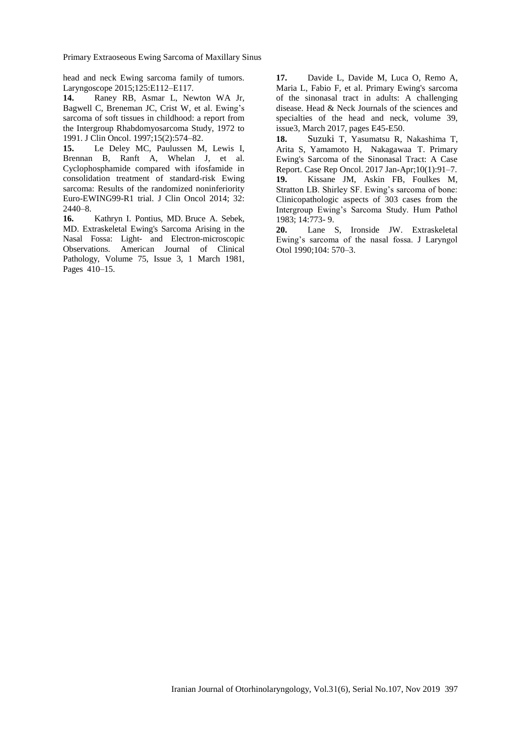head and neck Ewing sarcoma family of tumors. Laryngoscope 2015;125:E112–E117.

**14.** Raney RB, Asmar L, Newton WA Jr, Bagwell C, Breneman JC, Crist W, et al. Ewing's sarcoma of soft tissues in childhood: a report from the Intergroup Rhabdomyosarcoma Study, 1972 to 1991. J Clin Oncol. 1997;15(2):574–82.

**15.** Le Deley MC, Paulussen M, Lewis I, Brennan B, Ranft A, Whelan J, et al. Cyclophosphamide compared with ifosfamide in consolidation treatment of standard-risk Ewing sarcoma: Results of the randomized noninferiority Euro-EWING99-R1 trial. J Clin Oncol 2014; 32: 2440–8.

**16.** Kathryn I. Pontius, MD. Bruce A. Sebek, MD. Extraskeletal Ewing's Sarcoma Arising in the Nasal Fossa: Light- and Electron-microscopic Observations. American Journal of Clinical Pathology, Volume 75, Issue 3, 1 March 1981, Pages 410–15.

**17.** Davide L, Davide M, Luca O, Remo A, Maria L, Fabio F, et al. Primary Ewing's sarcoma of the sinonasal tract in adults: A challenging disease. Head & Neck Journals of the sciences and specialties of the head and neck, volume 39, issue3, March 2017, pages E45-E50.

**18.** Suzuki T, Yasumatsu R, Nakashima T, Arita S, Yamamoto H, Nakagawaa T. Primary Ewing's Sarcoma of the Sinonasal Tract: A Case Report. Case Rep Oncol. 2017 Jan-Apr;10(1):91–7.

**19.** Kissane JM, Askin FB, Foulkes M, Stratton LB. Shirley SF. Ewing's sarcoma of bone: Clinicopathologic aspects of 303 cases from the Intergroup Ewing's Sarcoma Study. Hum Pathol 1983; 14:773- 9.

**20.** Lane S, Ironside JW. Extraskeletal Ewing's sarcoma of the nasal fossa. J Laryngol Otol 1990;104: 570–3.